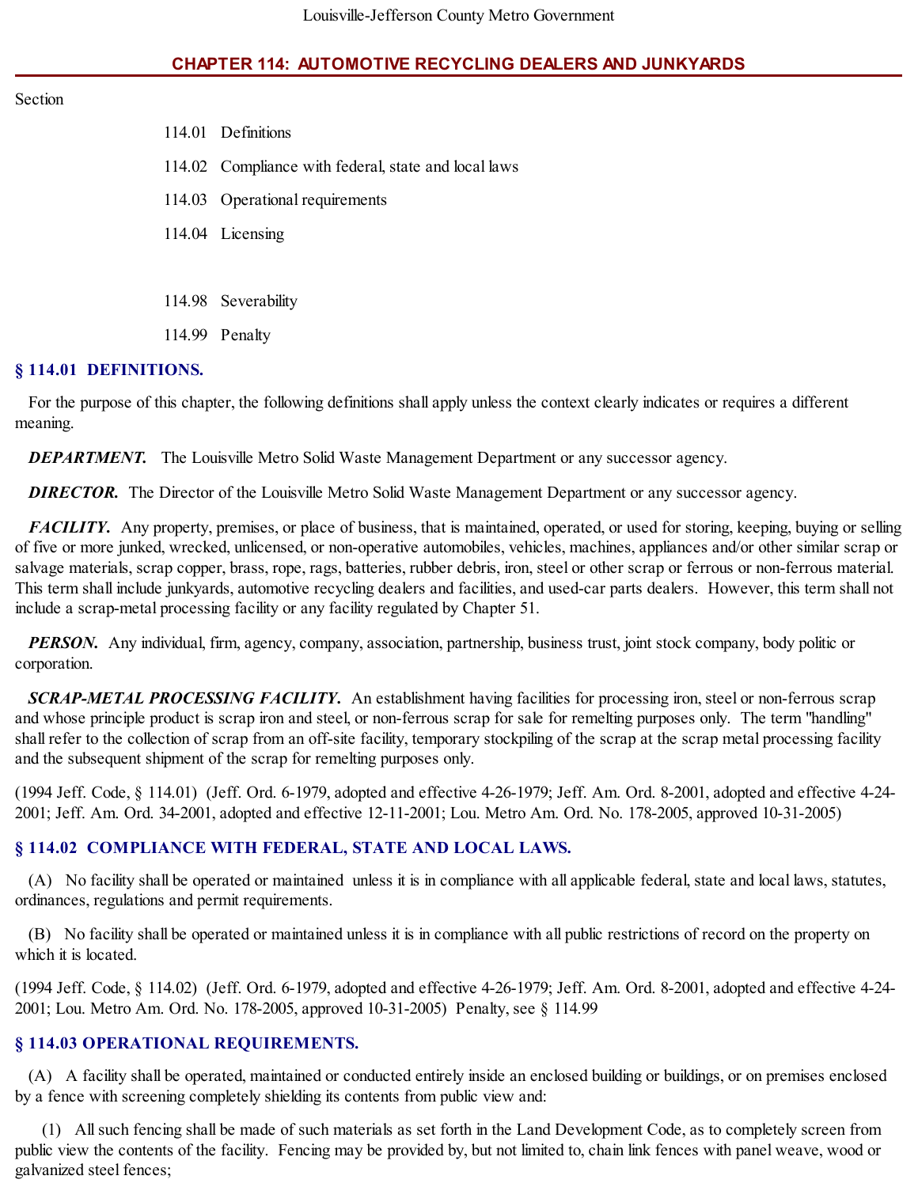## CHAPTER 114: AUTOMOTIVE RECYCLING DEALERS AND JUNKYARDS

Section

114.01 Definitions

114.02 Compliance with federal, state and local laws

114.03 Operational requirements

114.04 Licensing

114.98 Severability

114.99 Penalty

### § 114.01 DEFINITIONS.

For the purpose of this chapter, the following definitions shall apply unless the context clearly indicates or requires a different meaning.

***DEPARTMENT.*** The Louisville Metro Solid Waste Management Department or any successor agency.

***DIRECTOR.*** The Director of the Louisville Metro Solid Waste Management Department or any successor agency.

***FACILITY.*** Any property, premises, or place of business, that is maintained, operated, or used for storing, keeping, buying or selling of five or more junked, wrecked, unlicensed, or non-operative automobiles, vehicles, machines, appliances and/or other similar scrap or salvage materials, scrap copper, brass, rope, rags, batteries, rubber debris, iron, steel or other scrap or ferrous or non-ferrous material. This term shall include junkyards, automotive recycling dealers and facilities, and used-car parts dealers. However, this term shall not include a scrap-metal processing facility or any facility regulated by Chapter 51.

***PERSON.*** Any individual, firm, agency, company, association, partnership, business trust, joint stock company, body politic or corporation.

***SCRAP-METAL PROCESSING FACILITY.*** An establishment having facilities for processing iron, steel or non-ferrous scrap and whose principle product is scrap iron and steel, or non-ferrous scrap for sale for remelting purposes only. The term "handling" shall refer to the collection of scrap from an off-site facility, temporary stockpiling of the scrap at the scrap metal processing facility and the subsequent shipment of the scrap for remelting purposes only.

(1994 Jeff. Code, § 114.01) (Jeff. Ord. 6-1979, adopted and effective 4-26-1979; Jeff. Am. Ord. 8-2001, adopted and effective 4-24-2001; Jeff. Am. Ord. 34-2001, adopted and effective 12-11-2001; Lou. Metro Am. Ord. No. 178-2005, approved 10-31-2005)

### § 114.02 COMPLIANCE WITH FEDERAL, STATE AND LOCAL LAWS.

(A) No facility shall be operated or maintained unless it is in compliance with all applicable federal, state and local laws, statutes, ordinances, regulations and permit requirements.

(B) No facility shall be operated or maintained unless it is in compliance with all public restrictions of record on the property on which it is located.

(1994 Jeff. Code, § 114.02) (Jeff. Ord. 6-1979, adopted and effective 4-26-1979; Jeff. Am. Ord. 8-2001, adopted and effective 4-24-2001; Lou. Metro Am. Ord. No. 178-2005, approved 10-31-2005) Penalty, see § 114.99

### § 114.03 OPERATIONAL REQUIREMENTS.

(A) A facility shall be operated, maintained or conducted entirely inside an enclosed building or buildings, or on premises enclosed by a fence with screening completely shielding its contents from public view and:

(1) All such fencing shall be made of such materials as set forth in the Land Development Code, as to completely screen from public view the contents of the facility. Fencing may be provided by, but not limited to, chain link fences with panel weave, wood or galvanized steel fences;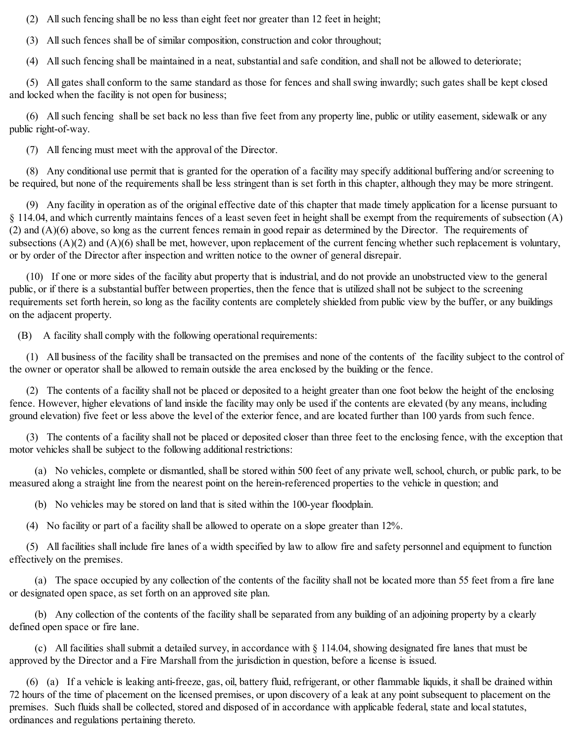(2) All such fencing shall be no less than eight feet nor greater than 12 feet in height;

(3) All such fences shall be of similar composition, construction and color throughout;

(4) All such fencing shall be maintained in a neat, substantial and safe condition, and shall not be allowed to deteriorate;

(5) All gates shall conform to the same standard as those for fences and shall swing inwardly; such gates shall be kept closed and locked when the facility is not open for business;

(6) All such fencing shall be set back no less than five feet from any property line, public or utility easement, sidewalk or any public right-of-way.

(7) All fencing must meet with the approval of the Director.

(8) Any conditional use permit that is granted for the operation of a facility may specify additional buffering and/or screening to be required, but none of the requirements shall be less stringent than is set forth in this chapter, although they may be more stringent.

(9) Any facility in operation as of the original effective date of this chapter that made timely application for a license pursuant to § 114.04, and which currently maintains fences of a least seven feet in height shall be exempt from the requirements of subsection (A)(2) and (A)(6) above, so long as the current fences remain in good repair as determined by the Director. The requirements of subsections (A)(2) and (A)(6) shall be met, however, upon replacement of the current fencing whether such replacement is voluntary, or by order of the Director after inspection and written notice to the owner of general disrepair.

(10) If one or more sides of the facility abut property that is industrial, and do not provide an unobstructed view to the general public, or if there is a substantial buffer between properties, then the fence that is utilized shall not be subject to the screening requirements set forth herein, so long as the facility contents are completely shielded from public view by the buffer, or any buildings on the adjacent property.

(B) A facility shall comply with the following operational requirements:

(1) All business of the facility shall be transacted on the premises and none of the contents of the facility subject to the control of the owner or operator shall be allowed to remain outside the area enclosed by the building or the fence.

(2) The contents of a facility shall not be placed or deposited to a height greater than one foot below the height of the enclosing fence. However, higher elevations of land inside the facility may only be used if the contents are elevated (by any means, including ground elevation) five feet or less above the level of the exterior fence, and are located further than 100 yards from such fence.

(3) The contents of a facility shall not be placed or deposited closer than three feet to the enclosing fence, with the exception that motor vehicles shall be subject to the following additional restrictions:

(a) No vehicles, complete or dismantled, shall be stored within 500 feet of any private well, school, church, or public park, to be measured along a straight line from the nearest point on the herein-referenced properties to the vehicle in question; and

(b) No vehicles may be stored on land that is sited within the 100-year floodplain.

(4) No facility or part of a facility shall be allowed to operate on a slope greater than 12%.

(5) All facilities shall include fire lanes of a width specified by law to allow fire and safety personnel and equipment to function effectively on the premises.

(a) The space occupied by any collection of the contents of the facility shall not be located more than 55 feet from a fire lane or designated open space, as set forth on an approved site plan.

(b) Any collection of the contents of the facility shall be separated from any building of an adjoining property by a clearly defined open space or fire lane.

(c) All facilities shall submit a detailed survey, in accordance with § 114.04, showing designated fire lanes that must be approved by the Director and a Fire Marshall from the jurisdiction in question, before a license is issued.

(6) (a) If a vehicle is leaking anti-freeze, gas, oil, battery fluid, refrigerant, or other flammable liquids, it shall be drained within 72 hours of the time of placement on the licensed premises, or upon discovery of a leak at any point subsequent to placement on the premises. Such fluids shall be collected, stored and disposed of in accordance with applicable federal, state and local statutes, ordinances and regulations pertaining thereto.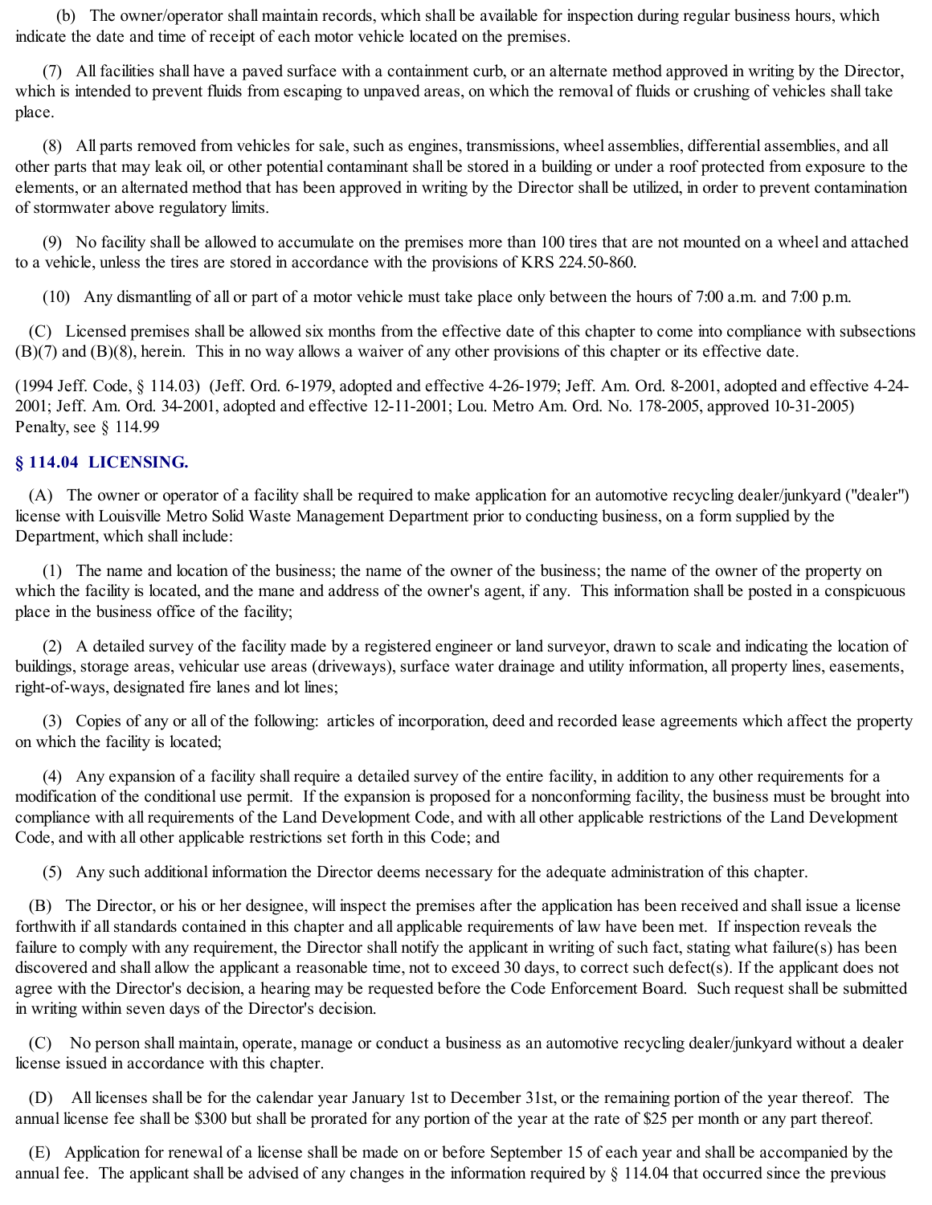(b) The owner/operator shall maintain records, which shall be available for inspection during regular business hours, which indicate the date and time of receipt of each motor vehicle located on the premises.

(7) All facilities shall have a paved surface with a containment curb, or an alternate method approved in writing by the Director, which is intended to prevent fluids from escaping to unpaved areas, on which the removal of fluids or crushing of vehicles shall take place.

(8) All parts removed from vehicles for sale, such as engines, transmissions, wheel assemblies, differential assemblies, and all other parts that may leak oil, or other potential contaminant shall be stored in a building or under a roof protected from exposure to the elements, or an alternated method that has been approved in writing by the Director shall be utilized, in order to prevent contamination of stormwater above regulatory limits.

(9) No facility shall be allowed to accumulate on the premises more than 100 tires that are not mounted on a wheel and attached to a vehicle, unless the tires are stored in accordance with the provisions of KRS 224.50-860.

(10) Any dismantling of all or part of a motor vehicle must take place only between the hours of 7:00 a.m. and 7:00 p.m.

(C) Licensed premises shall be allowed six months from the effective date of this chapter to come into compliance with subsections (B)(7) and (B)(8), herein. This in no way allows a waiver of any other provisions of this chapter or its effective date.

(1994 Jeff. Code, § 114.03) (Jeff. Ord. 6-1979, adopted and effective 4-26-1979; Jeff. Am. Ord. 8-2001, adopted and effective 4-24-2001; Jeff. Am. Ord. 34-2001, adopted and effective 12-11-2001; Lou. Metro Am. Ord. No. 178-2005, approved 10-31-2005) Penalty, see § 114.99

## § 114.04 LICENSING.

(A) The owner or operator of a facility shall be required to make application for an automotive recycling dealer/junkyard ("dealer") license with Louisville Metro Solid Waste Management Department prior to conducting business, on a form supplied by the Department, which shall include:

(1) The name and location of the business; the name of the owner of the business; the name of the owner of the property on which the facility is located, and the mane and address of the owner's agent, if any. This information shall be posted in a conspicuous place in the business office of the facility;

(2) A detailed survey of the facility made by a registered engineer or land surveyor, drawn to scale and indicating the location of buildings, storage areas, vehicular use areas (driveways), surface water drainage and utility information, all property lines, easements, right-of-ways, designated fire lanes and lot lines;

(3) Copies of any or all of the following: articles of incorporation, deed and recorded lease agreements which affect the property on which the facility is located;

(4) Any expansion of a facility shall require a detailed survey of the entire facility, in addition to any other requirements for a modification of the conditional use permit. If the expansion is proposed for a nonconforming facility, the business must be brought into compliance with all requirements of the Land Development Code, and with all other applicable restrictions of the Land Development Code, and with all other applicable restrictions set forth in this Code; and

(5) Any such additional information the Director deems necessary for the adequate administration of this chapter.

(B) The Director, or his or her designee, will inspect the premises after the application has been received and shall issue a license forthwith if all standards contained in this chapter and all applicable requirements of law have been met. If inspection reveals the failure to comply with any requirement, the Director shall notify the applicant in writing of such fact, stating what failure(s) has been discovered and shall allow the applicant a reasonable time, not to exceed 30 days, to correct such defect(s). If the applicant does not agree with the Director's decision, a hearing may be requested before the Code Enforcement Board. Such request shall be submitted in writing within seven days of the Director's decision.

(C) No person shall maintain, operate, manage or conduct a business as an automotive recycling dealer/junkyard without a dealer license issued in accordance with this chapter.

(D) All licenses shall be for the calendar year January 1st to December 31st, or the remaining portion of the year thereof. The annual license fee shall be $300 but shall be prorated for any portion of the year at the rate of $25 per month or any part thereof.

(E) Application for renewal of a license shall be made on or before September 15 of each year and shall be accompanied by the annual fee. The applicant shall be advised of any changes in the information required by § 114.04 that occurred since the previous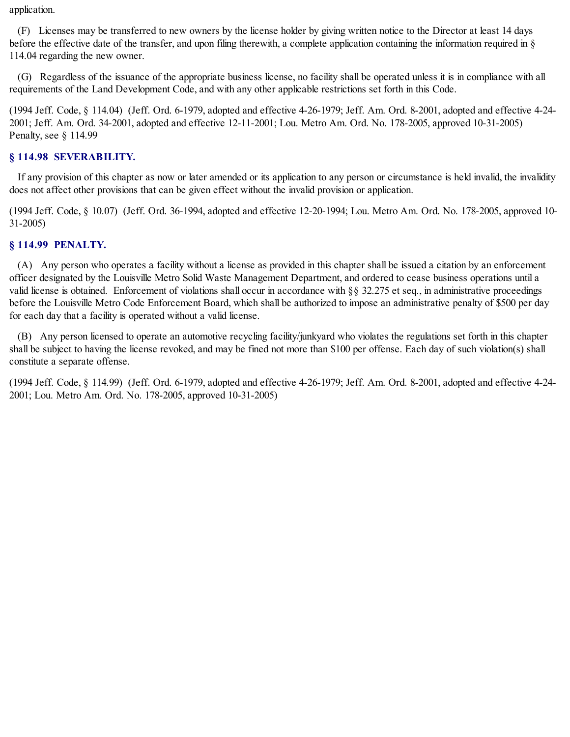application.

(F) Licenses may be transferred to new owners by the license holder by giving written notice to the Director at least 14 days before the effective date of the transfer, and upon filing therewith, a complete application containing the information required in § 114.04 regarding the new owner.

(G) Regardless of the issuance of the appropriate business license, no facility shall be operated unless it is in compliance with all requirements of the Land Development Code, and with any other applicable restrictions set forth in this Code.

(1994 Jeff. Code, § 114.04) (Jeff. Ord. 6-1979, adopted and effective 4-26-1979; Jeff. Am. Ord. 8-2001, adopted and effective 4-24-2001; Jeff. Am. Ord. 34-2001, adopted and effective 12-11-2001; Lou. Metro Am. Ord. No. 178-2005, approved 10-31-2005) Penalty, see § 114.99

### § 114.98 SEVERABILITY.

If any provision of this chapter as now or later amended or its application to any person or circumstance is held invalid, the invalidity does not affect other provisions that can be given effect without the invalid provision or application.

(1994 Jeff. Code, § 10.07) (Jeff. Ord. 36-1994, adopted and effective 12-20-1994; Lou. Metro Am. Ord. No. 178-2005, approved 10-31-2005)

### § 114.99 PENALTY.

(A) Any person who operates a facility without a license as provided in this chapter shall be issued a citation by an enforcement officer designated by the Louisville Metro Solid Waste Management Department, and ordered to cease business operations until a valid license is obtained. Enforcement of violations shall occur in accordance with §§ 32.275 et seq., in administrative proceedings before the Louisville Metro Code Enforcement Board, which shall be authorized to impose an administrative penalty of $500 per day for each day that a facility is operated without a valid license.

(B) Any person licensed to operate an automotive recycling facility/junkyard who violates the regulations set forth in this chapter shall be subject to having the license revoked, and may be fined not more than $100 per offense. Each day of such violation(s) shall constitute a separate offense.

(1994 Jeff. Code, § 114.99) (Jeff. Ord. 6-1979, adopted and effective 4-26-1979; Jeff. Am. Ord. 8-2001, adopted and effective 4-24-2001; Lou. Metro Am. Ord. No. 178-2005, approved 10-31-2005)